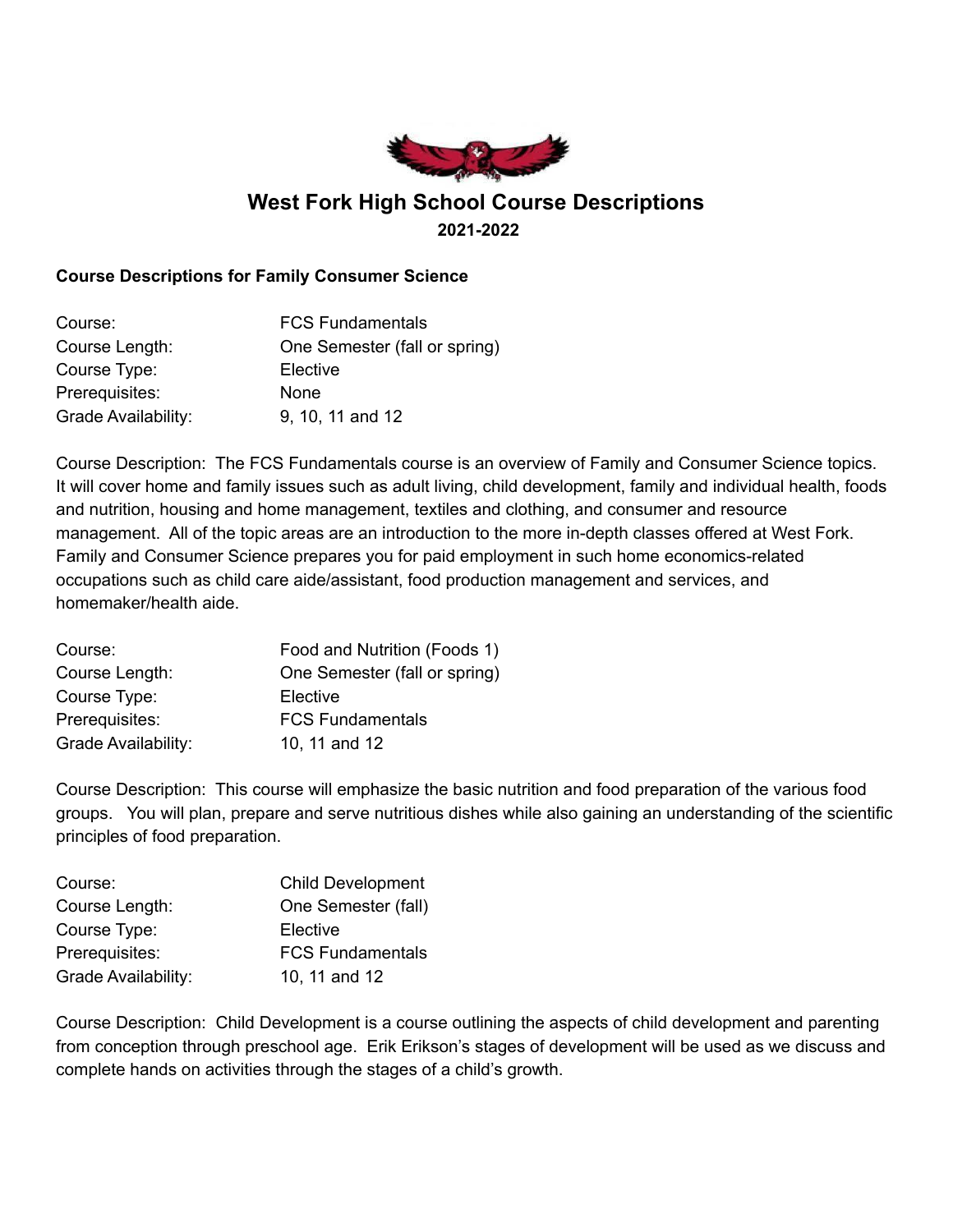# West Fork High School Course Descriptions

**2021-2022**

**Course Descriptions for Family Consumer Science**

| | |
|---|---|
| Course: | FCS Fundamentals |
| Course Length: | One Semester (fall or spring) |
| Course Type: | Elective |
| Prerequisites: | None |
| Grade Availability: | 9, 10, 11 and 12 |

Course Description: The FCS Fundamentals course is an overview of Family and Consumer Science topics. It will cover home and family issues such as adult living, child development, family and individual health, foods and nutrition, housing and home management, textiles and clothing, and consumer and resource management. All of the topic areas are an introduction to the more in-depth classes offered at West Fork. Family and Consumer Science prepares you for paid employment in such home economics-related occupations such as child care aide/assistant, food production management and services, and homemaker/health aide.

| | |
|---|---|
| Course: | Food and Nutrition (Foods 1) |
| Course Length: | One Semester (fall or spring) |
| Course Type: | Elective |
| Prerequisites: | FCS Fundamentals |
| Grade Availability: | 10, 11 and 12 |

Course Description: This course will emphasize the basic nutrition and food preparation of the various food groups. You will plan, prepare and serve nutritious dishes while also gaining an understanding of the scientific principles of food preparation.

| | |
|---|---|
| Course: | Child Development |
| Course Length: | One Semester (fall) |
| Course Type: | Elective |
| Prerequisites: | FCS Fundamentals |
| Grade Availability: | 10, 11 and 12 |

Course Description: Child Development is a course outlining the aspects of child development and parenting from conception through preschool age. Erik Erikson's stages of development will be used as we discuss and complete hands on activities through the stages of a child's growth.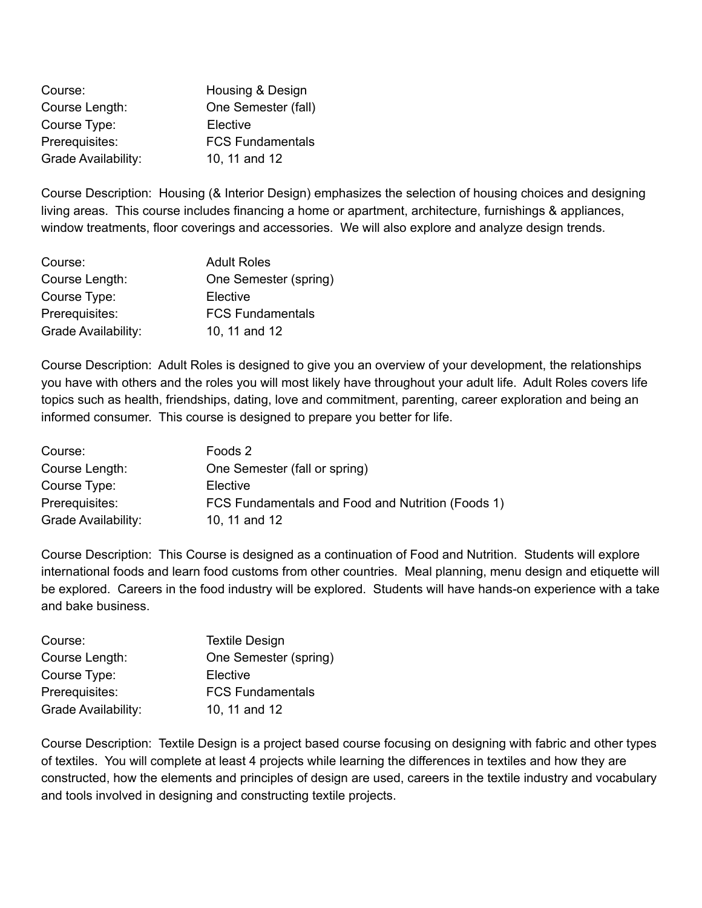Course: Housing & Design
Course Length: One Semester (fall)
Course Type: Elective
Prerequisites: FCS Fundamentals
Grade Availability: 10, 11 and 12

Course Description: Housing (& Interior Design) emphasizes the selection of housing choices and designing living areas. This course includes financing a home or apartment, architecture, furnishings & appliances, window treatments, floor coverings and accessories. We will also explore and analyze design trends.

Course: Adult Roles
Course Length: One Semester (spring)
Course Type: Elective
Prerequisites: FCS Fundamentals
Grade Availability: 10, 11 and 12

Course Description: Adult Roles is designed to give you an overview of your development, the relationships you have with others and the roles you will most likely have throughout your adult life. Adult Roles covers life topics such as health, friendships, dating, love and commitment, parenting, career exploration and being an informed consumer. This course is designed to prepare you better for life.

Course: Foods 2
Course Length: One Semester (fall or spring)
Course Type: Elective
Prerequisites: FCS Fundamentals and Food and Nutrition (Foods 1)
Grade Availability: 10, 11 and 12

Course Description: This Course is designed as a continuation of Food and Nutrition. Students will explore international foods and learn food customs from other countries. Meal planning, menu design and etiquette will be explored. Careers in the food industry will be explored. Students will have hands-on experience with a take and bake business.

Course: Textile Design
Course Length: One Semester (spring)
Course Type: Elective
Prerequisites: FCS Fundamentals
Grade Availability: 10, 11 and 12

Course Description: Textile Design is a project based course focusing on designing with fabric and other types of textiles. You will complete at least 4 projects while learning the differences in textiles and how they are constructed, how the elements and principles of design are used, careers in the textile industry and vocabulary and tools involved in designing and constructing textile projects.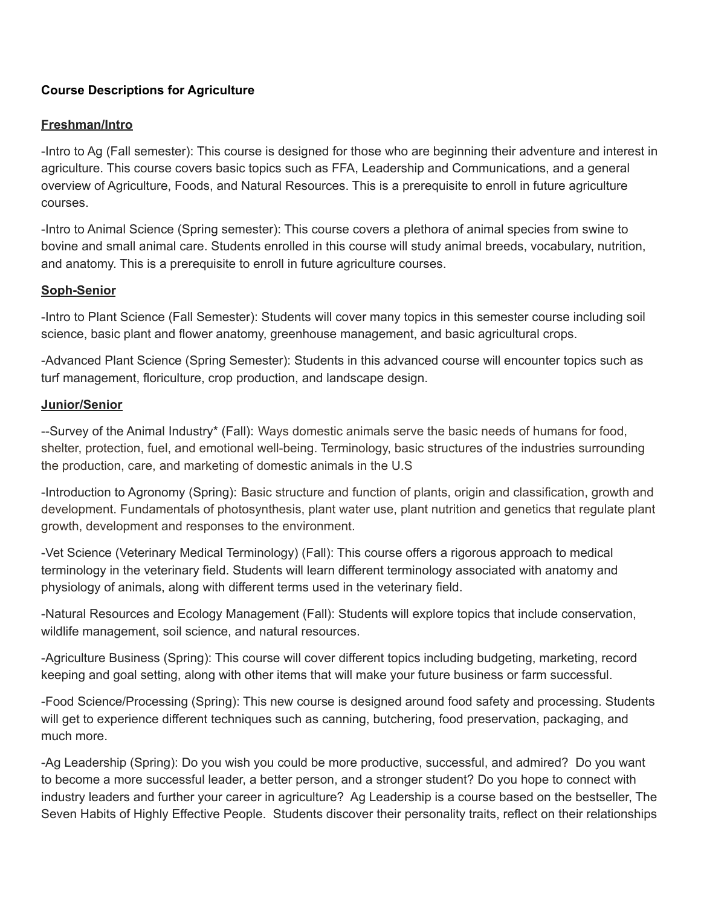**Course Descriptions for Agriculture**

**Freshman/Intro**

-Intro to Ag (Fall semester): This course is designed for those who are beginning their adventure and interest in agriculture. This course covers basic topics such as FFA, Leadership and Communications, and a general overview of Agriculture, Foods, and Natural Resources. This is a prerequisite to enroll in future agriculture courses.

-Intro to Animal Science (Spring semester): This course covers a plethora of animal species from swine to bovine and small animal care. Students enrolled in this course will study animal breeds, vocabulary, nutrition, and anatomy. This is a prerequisite to enroll in future agriculture courses.

**Soph-Senior**

-Intro to Plant Science (Fall Semester): Students will cover many topics in this semester course including soil science, basic plant and flower anatomy, greenhouse management, and basic agricultural crops.

-Advanced Plant Science (Spring Semester): Students in this advanced course will encounter topics such as turf management, floriculture, crop production, and landscape design.

**Junior/Senior**

--Survey of the Animal Industry* (Fall): Ways domestic animals serve the basic needs of humans for food, shelter, protection, fuel, and emotional well-being. Terminology, basic structures of the industries surrounding the production, care, and marketing of domestic animals in the U.S

-Introduction to Agronomy (Spring): Basic structure and function of plants, origin and classification, growth and development. Fundamentals of photosynthesis, plant water use, plant nutrition and genetics that regulate plant growth, development and responses to the environment.

-Vet Science (Veterinary Medical Terminology) (Fall): This course offers a rigorous approach to medical terminology in the veterinary field. Students will learn different terminology associated with anatomy and physiology of animals, along with different terms used in the veterinary field.

-Natural Resources and Ecology Management (Fall): Students will explore topics that include conservation, wildlife management, soil science, and natural resources.

-Agriculture Business (Spring): This course will cover different topics including budgeting, marketing, record keeping and goal setting, along with other items that will make your future business or farm successful.

-Food Science/Processing (Spring): This new course is designed around food safety and processing. Students will get to experience different techniques such as canning, butchering, food preservation, packaging, and much more.

-Ag Leadership (Spring): Do you wish you could be more productive, successful, and admired? Do you want to become a more successful leader, a better person, and a stronger student? Do you hope to connect with industry leaders and further your career in agriculture? Ag Leadership is a course based on the bestseller, The Seven Habits of Highly Effective People. Students discover their personality traits, reflect on their relationships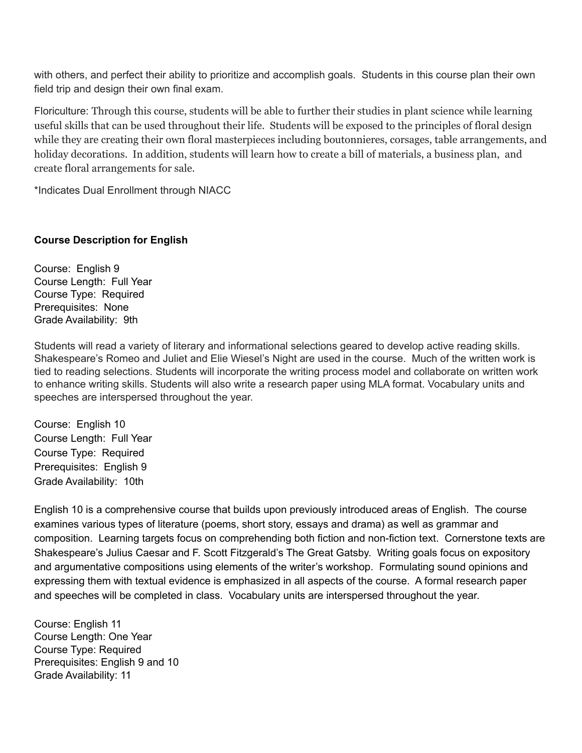with others, and perfect their ability to prioritize and accomplish goals. Students in this course plan their own field trip and design their own final exam.

Floriculture: Through this course, students will be able to further their studies in plant science while learning useful skills that can be used throughout their life. Students will be exposed to the principles of floral design while they are creating their own floral masterpieces including boutonnieres, corsages, table arrangements, and holiday decorations. In addition, students will learn how to create a bill of materials, a business plan, and create floral arrangements for sale.

*Indicates Dual Enrollment through NIACC

**Course Description for English**

Course: English 9
Course Length: Full Year
Course Type: Required
Prerequisites: None
Grade Availability: 9th

Students will read a variety of literary and informational selections geared to develop active reading skills. Shakespeare's Romeo and Juliet and Elie Wiesel's Night are used in the course. Much of the written work is tied to reading selections. Students will incorporate the writing process model and collaborate on written work to enhance writing skills. Students will also write a research paper using MLA format. Vocabulary units and speeches are interspersed throughout the year.

Course: English 10
Course Length: Full Year
Course Type: Required
Prerequisites: English 9
Grade Availability: 10th

English 10 is a comprehensive course that builds upon previously introduced areas of English. The course examines various types of literature (poems, short story, essays and drama) as well as grammar and composition. Learning targets focus on comprehending both fiction and non-fiction text. Cornerstone texts are Shakespeare's Julius Caesar and F. Scott Fitzgerald's The Great Gatsby. Writing goals focus on expository and argumentative compositions using elements of the writer's workshop. Formulating sound opinions and expressing them with textual evidence is emphasized in all aspects of the course. A formal research paper and speeches will be completed in class. Vocabulary units are interspersed throughout the year.

Course: English 11
Course Length: One Year
Course Type: Required
Prerequisites: English 9 and 10
Grade Availability: 11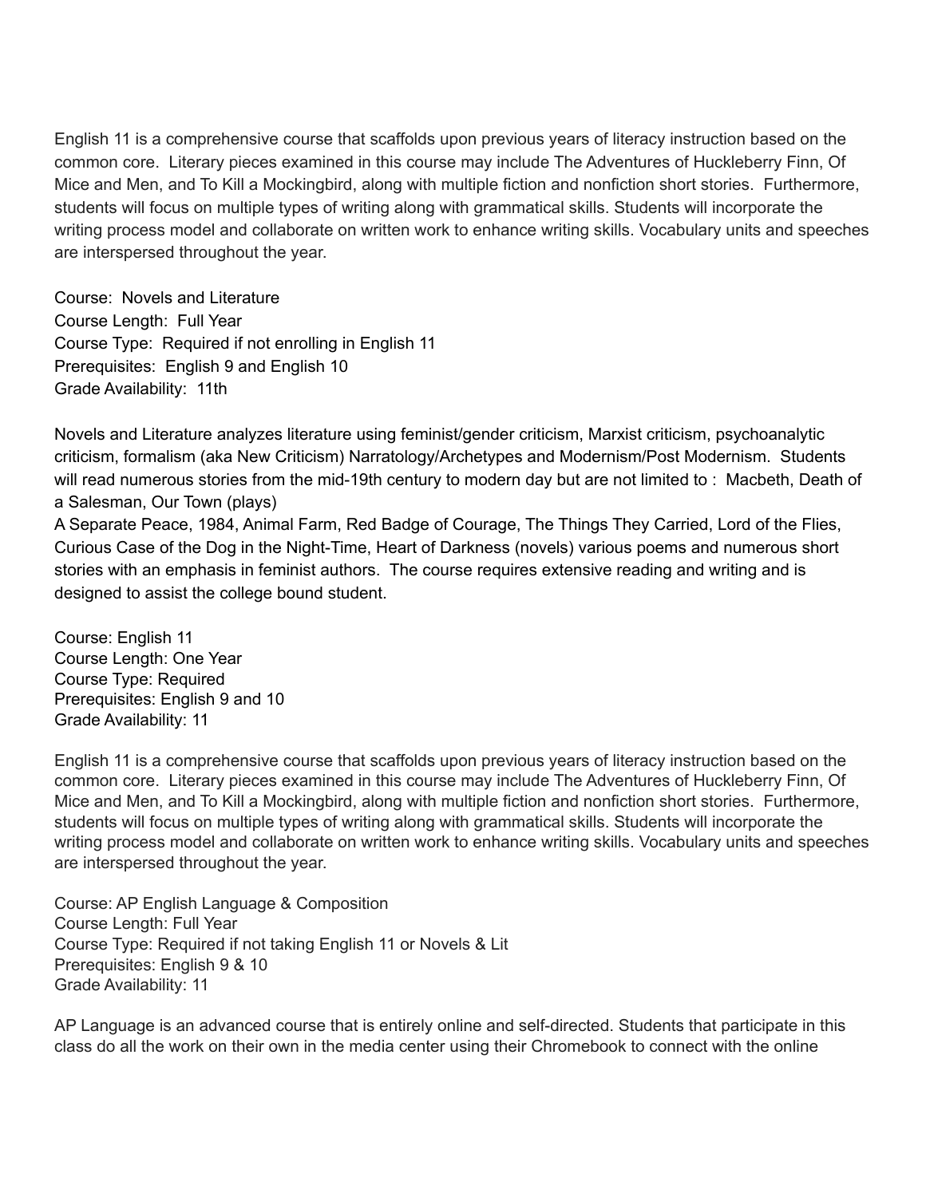English 11 is a comprehensive course that scaffolds upon previous years of literacy instruction based on the common core. Literary pieces examined in this course may include The Adventures of Huckleberry Finn, Of Mice and Men, and To Kill a Mockingbird, along with multiple fiction and nonfiction short stories. Furthermore, students will focus on multiple types of writing along with grammatical skills. Students will incorporate the writing process model and collaborate on written work to enhance writing skills. Vocabulary units and speeches are interspersed throughout the year.

Course: Novels and Literature
Course Length: Full Year
Course Type: Required if not enrolling in English 11
Prerequisites: English 9 and English 10
Grade Availability: 11th

Novels and Literature analyzes literature using feminist/gender criticism, Marxist criticism, psychoanalytic criticism, formalism (aka New Criticism) Narratology/Archetypes and Modernism/Post Modernism. Students will read numerous stories from the mid-19th century to modern day but are not limited to : Macbeth, Death of a Salesman, Our Town (plays)
A Separate Peace, 1984, Animal Farm, Red Badge of Courage, The Things They Carried, Lord of the Flies, Curious Case of the Dog in the Night-Time, Heart of Darkness (novels) various poems and numerous short stories with an emphasis in feminist authors. The course requires extensive reading and writing and is designed to assist the college bound student.

Course: English 11
Course Length: One Year
Course Type: Required
Prerequisites: English 9 and 10
Grade Availability: 11

English 11 is a comprehensive course that scaffolds upon previous years of literacy instruction based on the common core. Literary pieces examined in this course may include The Adventures of Huckleberry Finn, Of Mice and Men, and To Kill a Mockingbird, along with multiple fiction and nonfiction short stories. Furthermore, students will focus on multiple types of writing along with grammatical skills. Students will incorporate the writing process model and collaborate on written work to enhance writing skills. Vocabulary units and speeches are interspersed throughout the year.

Course: AP English Language & Composition
Course Length: Full Year
Course Type: Required if not taking English 11 or Novels & Lit
Prerequisites: English 9 & 10
Grade Availability: 11

AP Language is an advanced course that is entirely online and self-directed. Students that participate in this class do all the work on their own in the media center using their Chromebook to connect with the online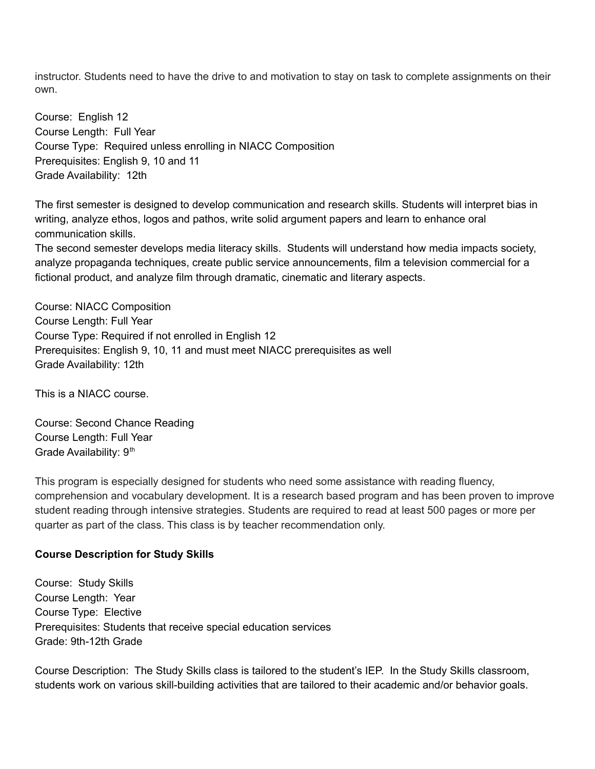instructor. Students need to have the drive to and motivation to stay on task to complete assignments on their own.

Course: English 12
Course Length: Full Year
Course Type: Required unless enrolling in NIACC Composition
Prerequisites: English 9, 10 and 11
Grade Availability: 12th

The first semester is designed to develop communication and research skills. Students will interpret bias in writing, analyze ethos, logos and pathos, write solid argument papers and learn to enhance oral communication skills.
The second semester develops media literacy skills. Students will understand how media impacts society, analyze propaganda techniques, create public service announcements, film a television commercial for a fictional product, and analyze film through dramatic, cinematic and literary aspects.

Course: NIACC Composition
Course Length: Full Year
Course Type: Required if not enrolled in English 12
Prerequisites: English 9, 10, 11 and must meet NIACC prerequisites as well
Grade Availability: 12th

This is a NIACC course.

Course: Second Chance Reading
Course Length: Full Year
Grade Availability: 9th

This program is especially designed for students who need some assistance with reading fluency, comprehension and vocabulary development. It is a research based program and has been proven to improve student reading through intensive strategies. Students are required to read at least 500 pages or more per quarter as part of the class. This class is by teacher recommendation only.

**Course Description for Study Skills**

Course: Study Skills
Course Length: Year
Course Type: Elective
Prerequisites: Students that receive special education services
Grade: 9th-12th Grade

Course Description: The Study Skills class is tailored to the student's IEP. In the Study Skills classroom, students work on various skill-building activities that are tailored to their academic and/or behavior goals.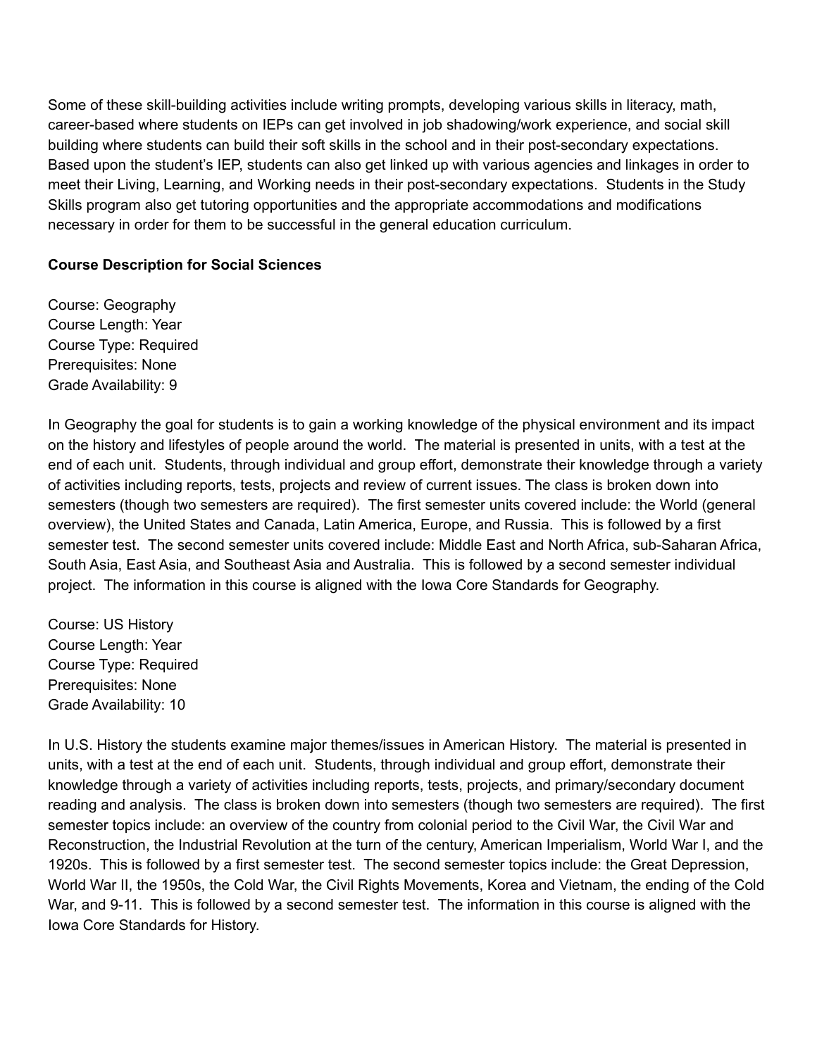Some of these skill-building activities include writing prompts, developing various skills in literacy, math, career-based where students on IEPs can get involved in job shadowing/work experience, and social skill building where students can build their soft skills in the school and in their post-secondary expectations. Based upon the student's IEP, students can also get linked up with various agencies and linkages in order to meet their Living, Learning, and Working needs in their post-secondary expectations. Students in the Study Skills program also get tutoring opportunities and the appropriate accommodations and modifications necessary in order for them to be successful in the general education curriculum.

**Course Description for Social Sciences**

Course: Geography
Course Length: Year
Course Type: Required
Prerequisites: None
Grade Availability: 9

In Geography the goal for students is to gain a working knowledge of the physical environment and its impact on the history and lifestyles of people around the world. The material is presented in units, with a test at the end of each unit. Students, through individual and group effort, demonstrate their knowledge through a variety of activities including reports, tests, projects and review of current issues. The class is broken down into semesters (though two semesters are required). The first semester units covered include: the World (general overview), the United States and Canada, Latin America, Europe, and Russia. This is followed by a first semester test. The second semester units covered include: Middle East and North Africa, sub-Saharan Africa, South Asia, East Asia, and Southeast Asia and Australia. This is followed by a second semester individual project. The information in this course is aligned with the Iowa Core Standards for Geography.

Course: US History
Course Length: Year
Course Type: Required
Prerequisites: None
Grade Availability: 10

In U.S. History the students examine major themes/issues in American History. The material is presented in units, with a test at the end of each unit. Students, through individual and group effort, demonstrate their knowledge through a variety of activities including reports, tests, projects, and primary/secondary document reading and analysis. The class is broken down into semesters (though two semesters are required). The first semester topics include: an overview of the country from colonial period to the Civil War, the Civil War and Reconstruction, the Industrial Revolution at the turn of the century, American Imperialism, World War I, and the 1920s. This is followed by a first semester test. The second semester topics include: the Great Depression, World War II, the 1950s, the Cold War, the Civil Rights Movements, Korea and Vietnam, the ending of the Cold War, and 9-11. This is followed by a second semester test. The information in this course is aligned with the Iowa Core Standards for History.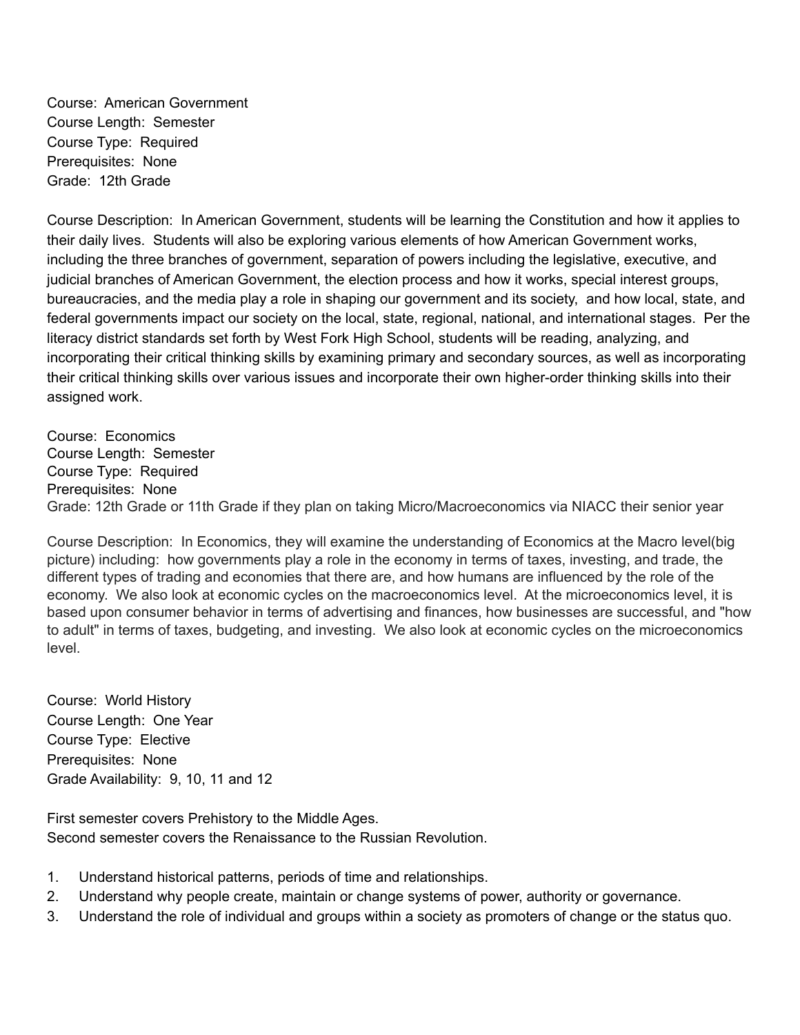Course: American Government
Course Length: Semester
Course Type: Required
Prerequisites: None
Grade: 12th Grade

Course Description: In American Government, students will be learning the Constitution and how it applies to their daily lives. Students will also be exploring various elements of how American Government works, including the three branches of government, separation of powers including the legislative, executive, and judicial branches of American Government, the election process and how it works, special interest groups, bureaucracies, and the media play a role in shaping our government and its society, and how local, state, and federal governments impact our society on the local, state, regional, national, and international stages. Per the literacy district standards set forth by West Fork High School, students will be reading, analyzing, and incorporating their critical thinking skills by examining primary and secondary sources, as well as incorporating their critical thinking skills over various issues and incorporate their own higher-order thinking skills into their assigned work.

Course: Economics
Course Length: Semester
Course Type: Required
Prerequisites: None
Grade: 12th Grade or 11th Grade if they plan on taking Micro/Macroeconomics via NIACC their senior year

Course Description: In Economics, they will examine the understanding of Economics at the Macro level(big picture) including: how governments play a role in the economy in terms of taxes, investing, and trade, the different types of trading and economies that there are, and how humans are influenced by the role of the economy. We also look at economic cycles on the macroeconomics level. At the microeconomics level, it is based upon consumer behavior in terms of advertising and finances, how businesses are successful, and "how to adult" in terms of taxes, budgeting, and investing. We also look at economic cycles on the microeconomics level.

Course: World History
Course Length: One Year
Course Type: Elective
Prerequisites: None
Grade Availability: 9, 10, 11 and 12

First semester covers Prehistory to the Middle Ages.
Second semester covers the Renaissance to the Russian Revolution.

1. Understand historical patterns, periods of time and relationships.
2. Understand why people create, maintain or change systems of power, authority or governance.
3. Understand the role of individual and groups within a society as promoters of change or the status quo.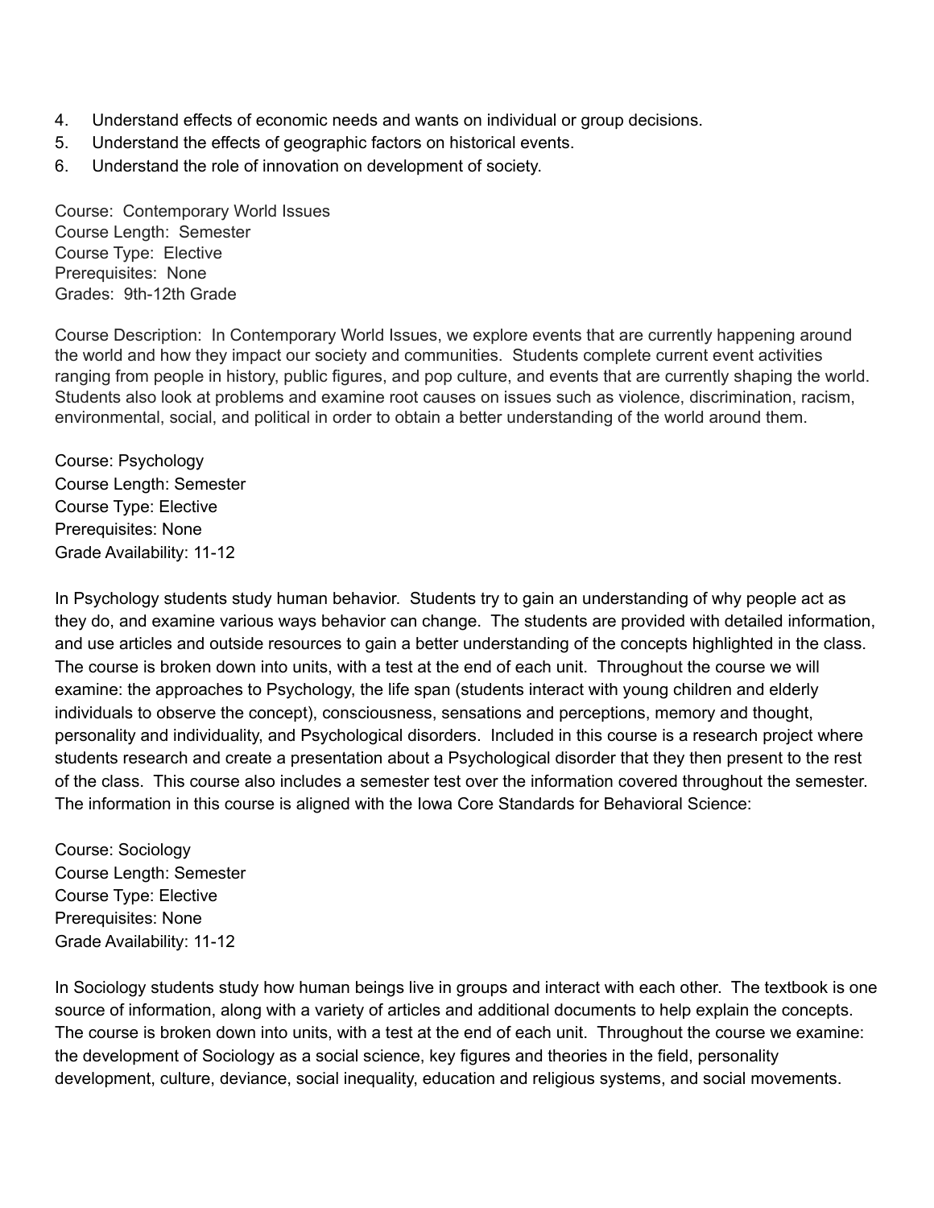4. Understand effects of economic needs and wants on individual or group decisions.
5. Understand the effects of geographic factors on historical events.
6. Understand the role of innovation on development of society.

Course: Contemporary World Issues
Course Length: Semester
Course Type: Elective
Prerequisites: None
Grades: 9th-12th Grade

Course Description: In Contemporary World Issues, we explore events that are currently happening around the world and how they impact our society and communities. Students complete current event activities ranging from people in history, public figures, and pop culture, and events that are currently shaping the world. Students also look at problems and examine root causes on issues such as violence, discrimination, racism, environmental, social, and political in order to obtain a better understanding of the world around them.

Course: Psychology
Course Length: Semester
Course Type: Elective
Prerequisites: None
Grade Availability: 11-12

In Psychology students study human behavior. Students try to gain an understanding of why people act as they do, and examine various ways behavior can change. The students are provided with detailed information, and use articles and outside resources to gain a better understanding of the concepts highlighted in the class. The course is broken down into units, with a test at the end of each unit. Throughout the course we will examine: the approaches to Psychology, the life span (students interact with young children and elderly individuals to observe the concept), consciousness, sensations and perceptions, memory and thought, personality and individuality, and Psychological disorders. Included in this course is a research project where students research and create a presentation about a Psychological disorder that they then present to the rest of the class. This course also includes a semester test over the information covered throughout the semester. The information in this course is aligned with the Iowa Core Standards for Behavioral Science:

Course: Sociology
Course Length: Semester
Course Type: Elective
Prerequisites: None
Grade Availability: 11-12

In Sociology students study how human beings live in groups and interact with each other. The textbook is one source of information, along with a variety of articles and additional documents to help explain the concepts. The course is broken down into units, with a test at the end of each unit. Throughout the course we examine: the development of Sociology as a social science, key figures and theories in the field, personality development, culture, deviance, social inequality, education and religious systems, and social movements.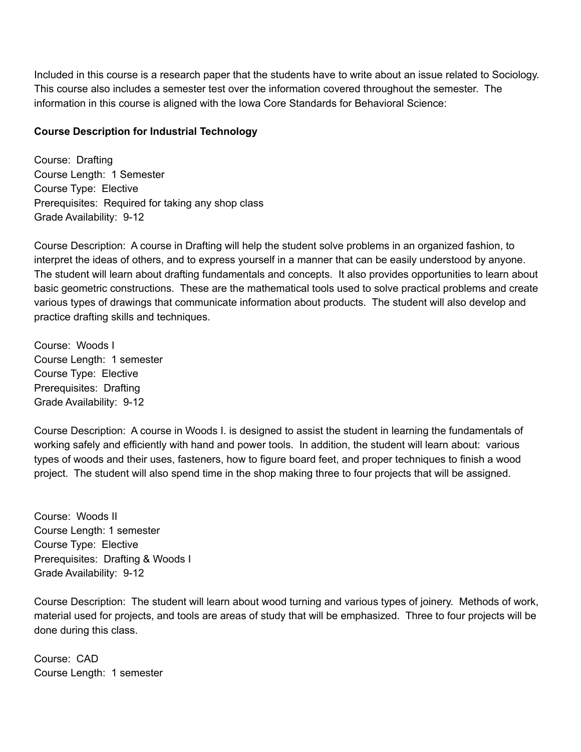Included in this course is a research paper that the students have to write about an issue related to Sociology. This course also includes a semester test over the information covered throughout the semester. The information in this course is aligned with the Iowa Core Standards for Behavioral Science:

**Course Description for Industrial Technology**

Course: Drafting
Course Length: 1 Semester
Course Type: Elective
Prerequisites: Required for taking any shop class
Grade Availability: 9-12

Course Description: A course in Drafting will help the student solve problems in an organized fashion, to interpret the ideas of others, and to express yourself in a manner that can be easily understood by anyone. The student will learn about drafting fundamentals and concepts. It also provides opportunities to learn about basic geometric constructions. These are the mathematical tools used to solve practical problems and create various types of drawings that communicate information about products. The student will also develop and practice drafting skills and techniques.

Course: Woods I
Course Length: 1 semester
Course Type: Elective
Prerequisites: Drafting
Grade Availability: 9-12

Course Description: A course in Woods I. is designed to assist the student in learning the fundamentals of working safely and efficiently with hand and power tools. In addition, the student will learn about: various types of woods and their uses, fasteners, how to figure board feet, and proper techniques to finish a wood project. The student will also spend time in the shop making three to four projects that will be assigned.

Course: Woods II
Course Length: 1 semester
Course Type: Elective
Prerequisites: Drafting & Woods I
Grade Availability: 9-12

Course Description: The student will learn about wood turning and various types of joinery. Methods of work, material used for projects, and tools are areas of study that will be emphasized. Three to four projects will be done during this class.

Course: CAD
Course Length: 1 semester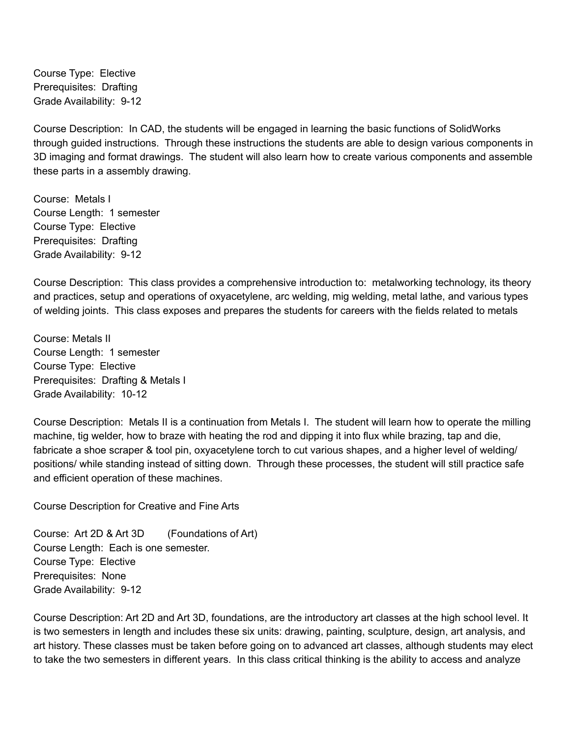Course Type: Elective
Prerequisites: Drafting
Grade Availability: 9-12

Course Description: In CAD, the students will be engaged in learning the basic functions of SolidWorks through guided instructions. Through these instructions the students are able to design various components in 3D imaging and format drawings. The student will also learn how to create various components and assemble these parts in a assembly drawing.

Course: Metals I
Course Length: 1 semester
Course Type: Elective
Prerequisites: Drafting
Grade Availability: 9-12

Course Description: This class provides a comprehensive introduction to: metalworking technology, its theory and practices, setup and operations of oxyacetylene, arc welding, mig welding, metal lathe, and various types of welding joints. This class exposes and prepares the students for careers with the fields related to metals

Course: Metals II
Course Length: 1 semester
Course Type: Elective
Prerequisites: Drafting & Metals I
Grade Availability: 10-12

Course Description: Metals II is a continuation from Metals I. The student will learn how to operate the milling machine, tig welder, how to braze with heating the rod and dipping it into flux while brazing, tap and die, fabricate a shoe scraper & tool pin, oxyacetylene torch to cut various shapes, and a higher level of welding/ positions/ while standing instead of sitting down. Through these processes, the student will still practice safe and efficient operation of these machines.

Course Description for Creative and Fine Arts

Course: Art 2D & Art 3D (Foundations of Art)
Course Length: Each is one semester.
Course Type: Elective
Prerequisites: None
Grade Availability: 9-12

Course Description: Art 2D and Art 3D, foundations, are the introductory art classes at the high school level. It is two semesters in length and includes these six units: drawing, painting, sculpture, design, art analysis, and art history. These classes must be taken before going on to advanced art classes, although students may elect to take the two semesters in different years. In this class critical thinking is the ability to access and analyze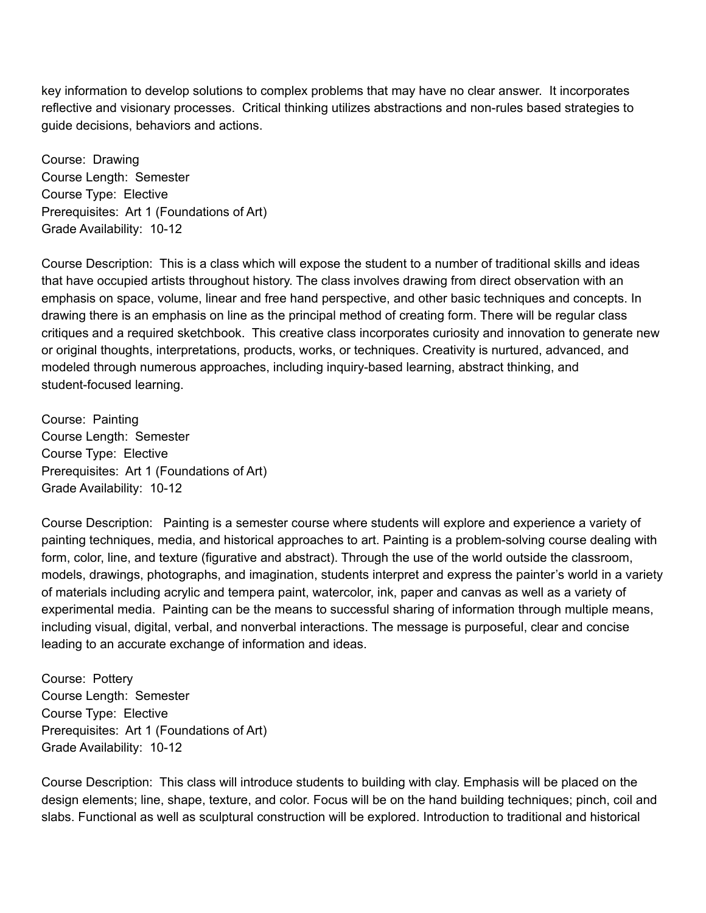key information to develop solutions to complex problems that may have no clear answer. It incorporates reflective and visionary processes. Critical thinking utilizes abstractions and non-rules based strategies to guide decisions, behaviors and actions.

Course: Drawing
Course Length: Semester
Course Type: Elective
Prerequisites: Art 1 (Foundations of Art)
Grade Availability: 10-12

Course Description: This is a class which will expose the student to a number of traditional skills and ideas that have occupied artists throughout history. The class involves drawing from direct observation with an emphasis on space, volume, linear and free hand perspective, and other basic techniques and concepts. In drawing there is an emphasis on line as the principal method of creating form. There will be regular class critiques and a required sketchbook. This creative class incorporates curiosity and innovation to generate new or original thoughts, interpretations, products, works, or techniques. Creativity is nurtured, advanced, and modeled through numerous approaches, including inquiry-based learning, abstract thinking, and student-focused learning.

Course: Painting
Course Length: Semester
Course Type: Elective
Prerequisites: Art 1 (Foundations of Art)
Grade Availability: 10-12

Course Description: Painting is a semester course where students will explore and experience a variety of painting techniques, media, and historical approaches to art. Painting is a problem-solving course dealing with form, color, line, and texture (figurative and abstract). Through the use of the world outside the classroom, models, drawings, photographs, and imagination, students interpret and express the painter's world in a variety of materials including acrylic and tempera paint, watercolor, ink, paper and canvas as well as a variety of experimental media. Painting can be the means to successful sharing of information through multiple means, including visual, digital, verbal, and nonverbal interactions. The message is purposeful, clear and concise leading to an accurate exchange of information and ideas.

Course: Pottery
Course Length: Semester
Course Type: Elective
Prerequisites: Art 1 (Foundations of Art)
Grade Availability: 10-12

Course Description: This class will introduce students to building with clay. Emphasis will be placed on the design elements; line, shape, texture, and color. Focus will be on the hand building techniques; pinch, coil and slabs. Functional as well as sculptural construction will be explored. Introduction to traditional and historical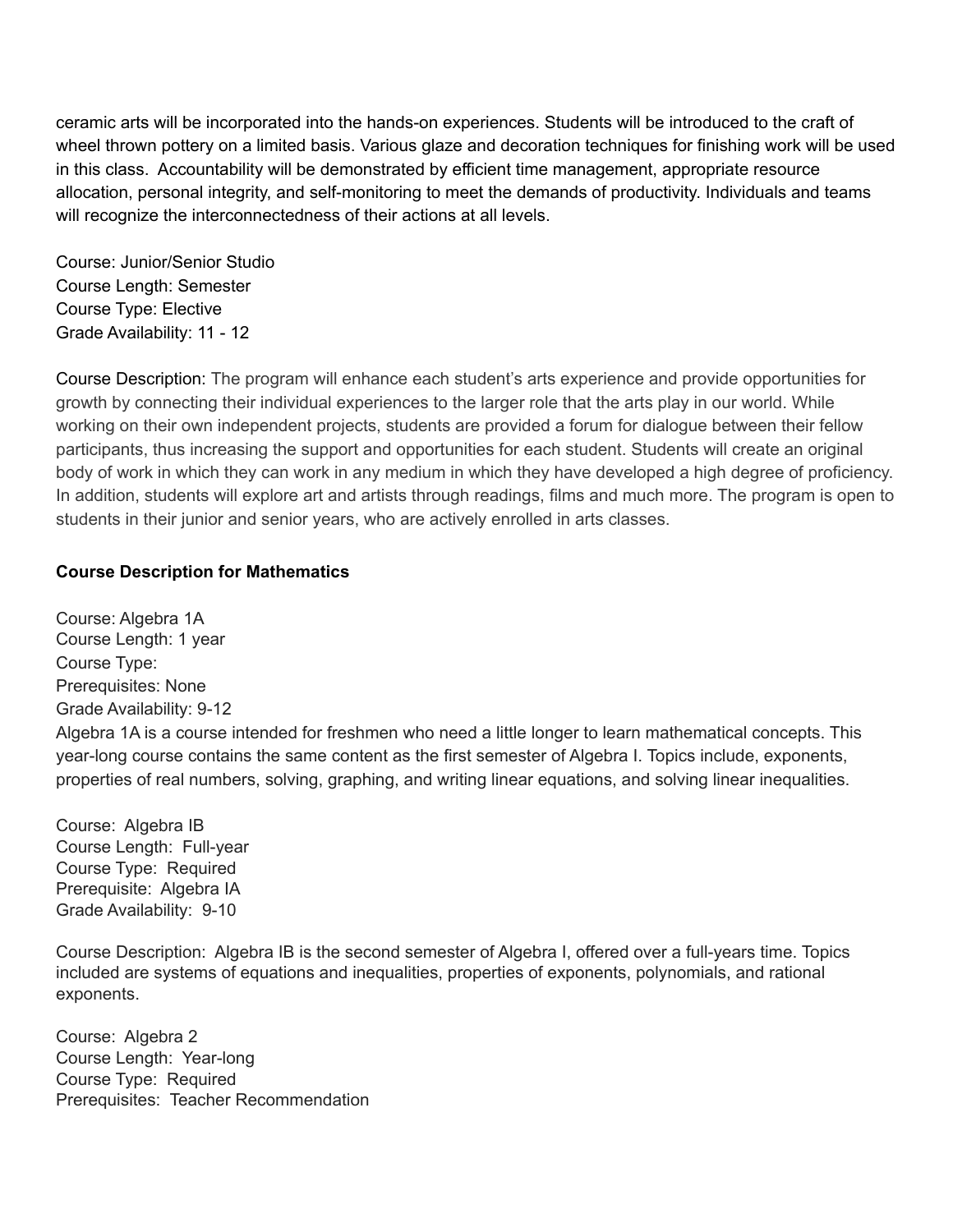ceramic arts will be incorporated into the hands-on experiences. Students will be introduced to the craft of wheel thrown pottery on a limited basis. Various glaze and decoration techniques for finishing work will be used in this class. Accountability will be demonstrated by efficient time management, appropriate resource allocation, personal integrity, and self-monitoring to meet the demands of productivity. Individuals and teams will recognize the interconnectedness of their actions at all levels.

Course: Junior/Senior Studio
Course Length: Semester
Course Type: Elective
Grade Availability: 11 - 12

Course Description: The program will enhance each student's arts experience and provide opportunities for growth by connecting their individual experiences to the larger role that the arts play in our world. While working on their own independent projects, students are provided a forum for dialogue between their fellow participants, thus increasing the support and opportunities for each student. Students will create an original body of work in which they can work in any medium in which they have developed a high degree of proficiency. In addition, students will explore art and artists through readings, films and much more. The program is open to students in their junior and senior years, who are actively enrolled in arts classes.

**Course Description for Mathematics**

Course: Algebra 1A
Course Length: 1 year
Course Type:
Prerequisites: None
Grade Availability: 9-12
Algebra 1A is a course intended for freshmen who need a little longer to learn mathematical concepts. This year-long course contains the same content as the first semester of Algebra I. Topics include, exponents, properties of real numbers, solving, graphing, and writing linear equations, and solving linear inequalities.

Course: Algebra IB
Course Length: Full-year
Course Type: Required
Prerequisite: Algebra IA
Grade Availability: 9-10

Course Description: Algebra IB is the second semester of Algebra I, offered over a full-years time. Topics included are systems of equations and inequalities, properties of exponents, polynomials, and rational exponents.

Course: Algebra 2
Course Length: Year-long
Course Type: Required
Prerequisites: Teacher Recommendation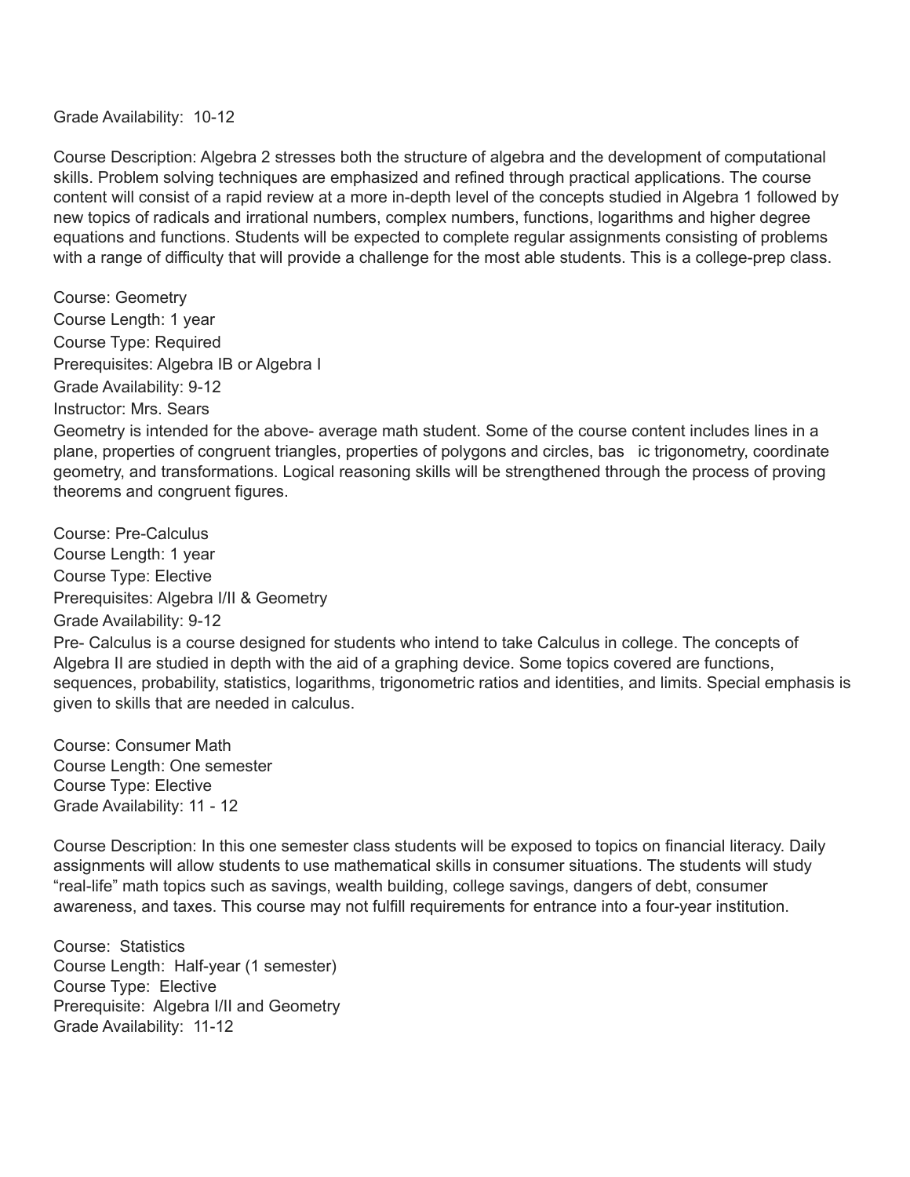Grade Availability: 10-12

Course Description: Algebra 2 stresses both the structure of algebra and the development of computational skills. Problem solving techniques are emphasized and refined through practical applications. The course content will consist of a rapid review at a more in-depth level of the concepts studied in Algebra 1 followed by new topics of radicals and irrational numbers, complex numbers, functions, logarithms and higher degree equations and functions. Students will be expected to complete regular assignments consisting of problems with a range of difficulty that will provide a challenge for the most able students. This is a college-prep class.

Course: Geometry
Course Length: 1 year
Course Type: Required
Prerequisites: Algebra IB or Algebra I
Grade Availability: 9-12
Instructor: Mrs. Sears
Geometry is intended for the above- average math student. Some of the course content includes lines in a plane, properties of congruent triangles, properties of polygons and circles, bas ic trigonometry, coordinate geometry, and transformations. Logical reasoning skills will be strengthened through the process of proving theorems and congruent figures.

Course: Pre-Calculus
Course Length: 1 year
Course Type: Elective
Prerequisites: Algebra I/II & Geometry
Grade Availability: 9-12
Pre- Calculus is a course designed for students who intend to take Calculus in college. The concepts of Algebra II are studied in depth with the aid of a graphing device. Some topics covered are functions, sequences, probability, statistics, logarithms, trigonometric ratios and identities, and limits. Special emphasis is given to skills that are needed in calculus.

Course: Consumer Math
Course Length: One semester
Course Type: Elective
Grade Availability: 11 - 12

Course Description: In this one semester class students will be exposed to topics on financial literacy. Daily assignments will allow students to use mathematical skills in consumer situations. The students will study "real-life" math topics such as savings, wealth building, college savings, dangers of debt, consumer awareness, and taxes. This course may not fulfill requirements for entrance into a four-year institution.

Course: Statistics
Course Length: Half-year (1 semester)
Course Type: Elective
Prerequisite: Algebra I/II and Geometry
Grade Availability: 11-12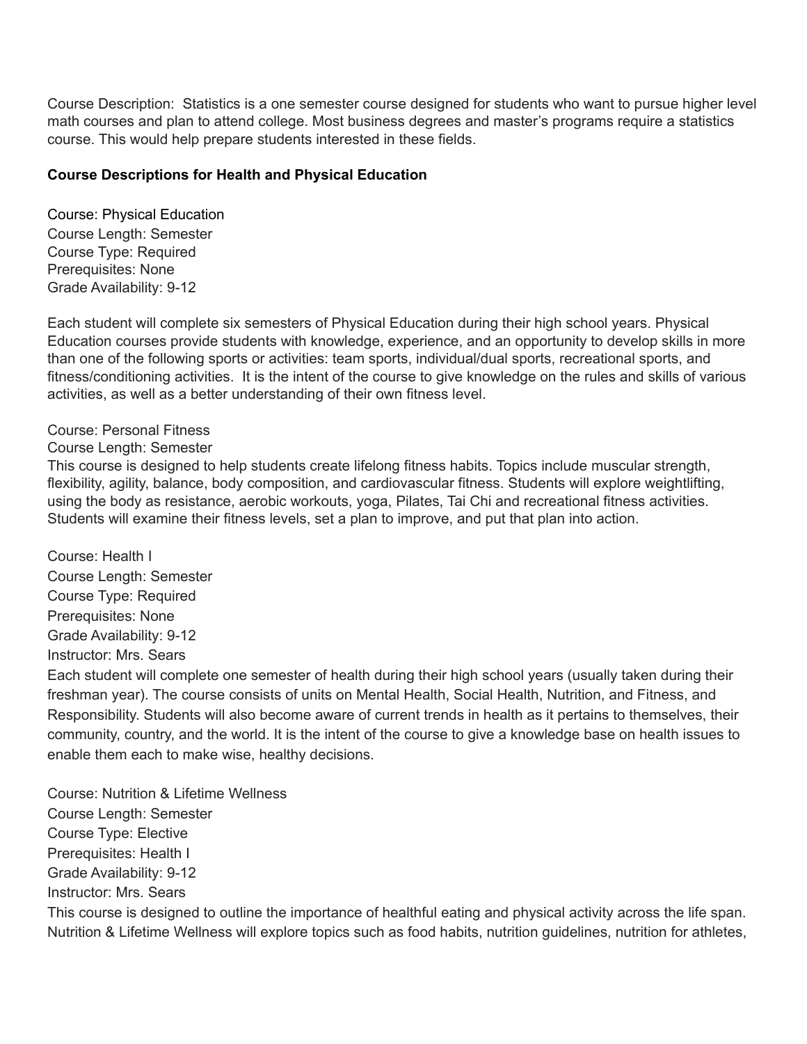Course Description: Statistics is a one semester course designed for students who want to pursue higher level math courses and plan to attend college. Most business degrees and master's programs require a statistics course. This would help prepare students interested in these fields.

**Course Descriptions for Health and Physical Education**

Course: Physical Education
Course Length: Semester
Course Type: Required
Prerequisites: None
Grade Availability: 9-12

Each student will complete six semesters of Physical Education during their high school years. Physical Education courses provide students with knowledge, experience, and an opportunity to develop skills in more than one of the following sports or activities: team sports, individual/dual sports, recreational sports, and fitness/conditioning activities. It is the intent of the course to give knowledge on the rules and skills of various activities, as well as a better understanding of their own fitness level.

Course: Personal Fitness
Course Length: Semester
This course is designed to help students create lifelong fitness habits. Topics include muscular strength, flexibility, agility, balance, body composition, and cardiovascular fitness. Students will explore weightlifting, using the body as resistance, aerobic workouts, yoga, Pilates, Tai Chi and recreational fitness activities. Students will examine their fitness levels, set a plan to improve, and put that plan into action.

Course: Health I
Course Length: Semester
Course Type: Required
Prerequisites: None
Grade Availability: 9-12
Instructor: Mrs. Sears
Each student will complete one semester of health during their high school years (usually taken during their freshman year). The course consists of units on Mental Health, Social Health, Nutrition, and Fitness, and Responsibility. Students will also become aware of current trends in health as it pertains to themselves, their community, country, and the world. It is the intent of the course to give a knowledge base on health issues to enable them each to make wise, healthy decisions.

Course: Nutrition & Lifetime Wellness
Course Length: Semester
Course Type: Elective
Prerequisites: Health I
Grade Availability: 9-12
Instructor: Mrs. Sears
This course is designed to outline the importance of healthful eating and physical activity across the life span. Nutrition & Lifetime Wellness will explore topics such as food habits, nutrition guidelines, nutrition for athletes,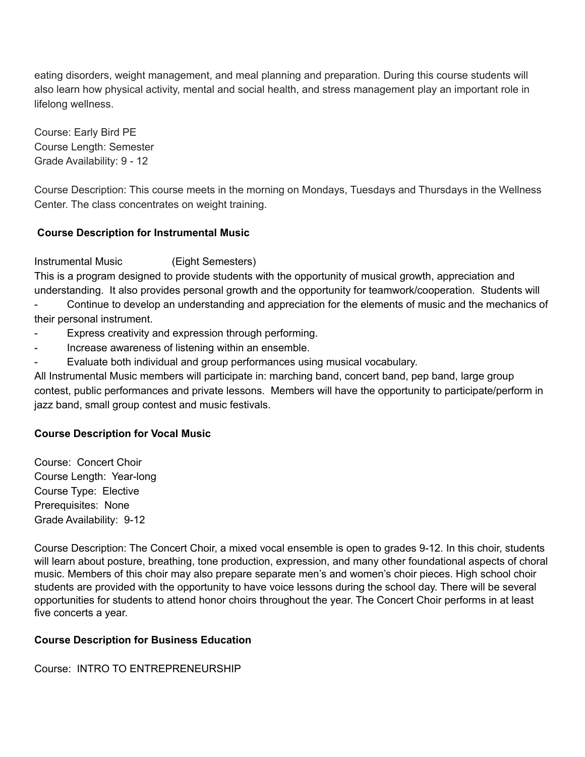eating disorders, weight management, and meal planning and preparation. During this course students will also learn how physical activity, mental and social health, and stress management play an important role in lifelong wellness.

Course: Early Bird PE
Course Length: Semester
Grade Availability: 9 - 12

Course Description: This course meets in the morning on Mondays, Tuesdays and Thursdays in the Wellness Center. The class concentrates on weight training.

**Course Description for Instrumental Music**

Instrumental Music (Eight Semesters)
This is a program designed to provide students with the opportunity of musical growth, appreciation and understanding. It also provides personal growth and the opportunity for teamwork/cooperation. Students will

- Continue to develop an understanding and appreciation for the elements of music and the mechanics of their personal instrument.
- Express creativity and expression through performing.
- Increase awareness of listening within an ensemble.
- Evaluate both individual and group performances using musical vocabulary.

All Instrumental Music members will participate in: marching band, concert band, pep band, large group contest, public performances and private lessons. Members will have the opportunity to participate/perform in jazz band, small group contest and music festivals.

**Course Description for Vocal Music**

Course: Concert Choir
Course Length: Year-long
Course Type: Elective
Prerequisites: None
Grade Availability: 9-12

Course Description: The Concert Choir, a mixed vocal ensemble is open to grades 9-12. In this choir, students will learn about posture, breathing, tone production, expression, and many other foundational aspects of choral music. Members of this choir may also prepare separate men's and women's choir pieces. High school choir students are provided with the opportunity to have voice lessons during the school day. There will be several opportunities for students to attend honor choirs throughout the year. The Concert Choir performs in at least five concerts a year.

**Course Description for Business Education**

Course: INTRO TO ENTREPRENEURSHIP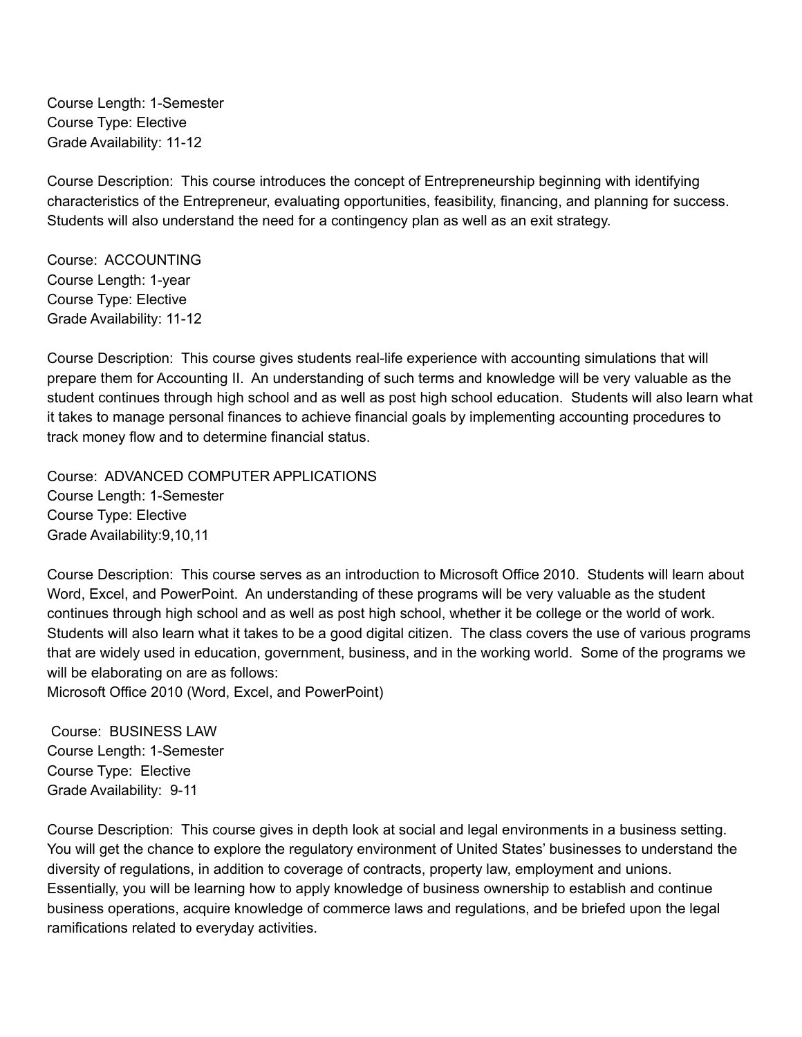Course Length: 1-Semester
Course Type: Elective
Grade Availability: 11-12

Course Description: This course introduces the concept of Entrepreneurship beginning with identifying characteristics of the Entrepreneur, evaluating opportunities, feasibility, financing, and planning for success. Students will also understand the need for a contingency plan as well as an exit strategy.

Course: ACCOUNTING
Course Length: 1-year
Course Type: Elective
Grade Availability: 11-12

Course Description: This course gives students real-life experience with accounting simulations that will prepare them for Accounting II. An understanding of such terms and knowledge will be very valuable as the student continues through high school and as well as post high school education. Students will also learn what it takes to manage personal finances to achieve financial goals by implementing accounting procedures to track money flow and to determine financial status.

Course: ADVANCED COMPUTER APPLICATIONS
Course Length: 1-Semester
Course Type: Elective
Grade Availability:9,10,11

Course Description: This course serves as an introduction to Microsoft Office 2010. Students will learn about Word, Excel, and PowerPoint. An understanding of these programs will be very valuable as the student continues through high school and as well as post high school, whether it be college or the world of work. Students will also learn what it takes to be a good digital citizen. The class covers the use of various programs that are widely used in education, government, business, and in the working world. Some of the programs we will be elaborating on are as follows:
Microsoft Office 2010 (Word, Excel, and PowerPoint)

Course: BUSINESS LAW
Course Length: 1-Semester
Course Type: Elective
Grade Availability: 9-11

Course Description: This course gives in depth look at social and legal environments in a business setting. You will get the chance to explore the regulatory environment of United States' businesses to understand the diversity of regulations, in addition to coverage of contracts, property law, employment and unions. Essentially, you will be learning how to apply knowledge of business ownership to establish and continue business operations, acquire knowledge of commerce laws and regulations, and be briefed upon the legal ramifications related to everyday activities.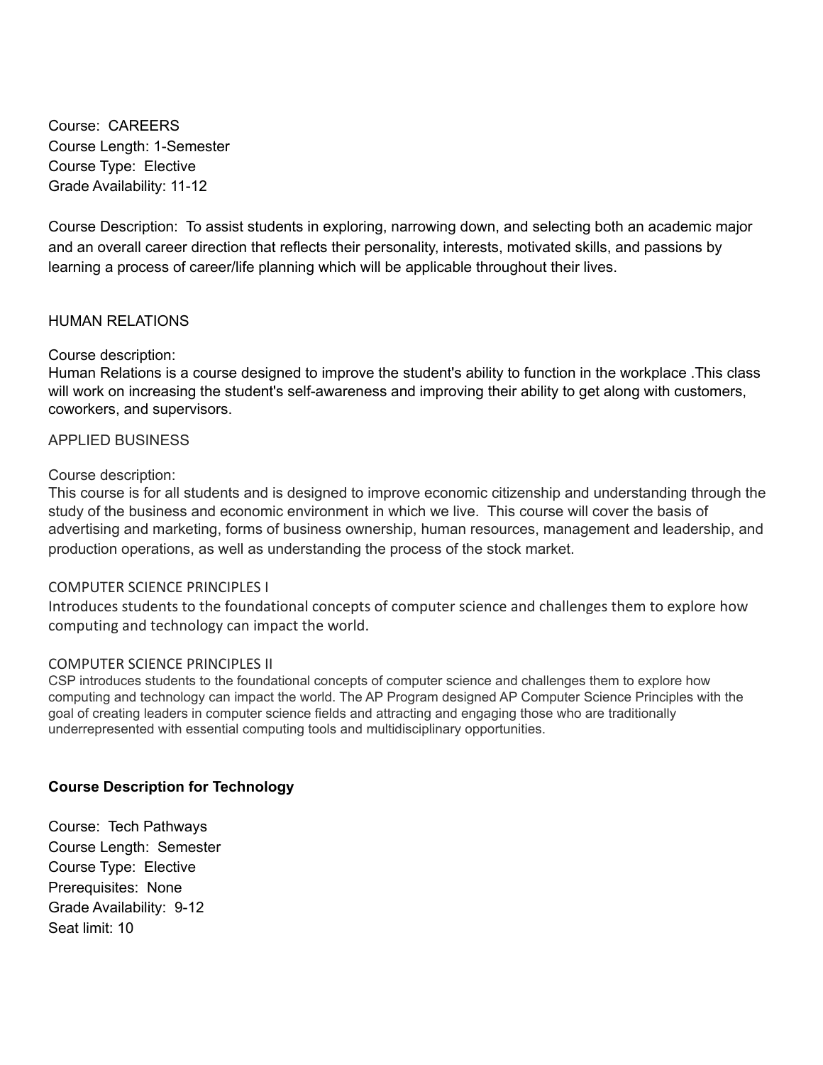Course: CAREERS
Course Length: 1-Semester
Course Type: Elective
Grade Availability: 11-12

Course Description: To assist students in exploring, narrowing down, and selecting both an academic major and an overall career direction that reflects their personality, interests, motivated skills, and passions by learning a process of career/life planning which will be applicable throughout their lives.

HUMAN RELATIONS

Course description:
Human Relations is a course designed to improve the student's ability to function in the workplace .This class will work on increasing the student's self-awareness and improving their ability to get along with customers, coworkers, and supervisors.

APPLIED BUSINESS

Course description:
This course is for all students and is designed to improve economic citizenship and understanding through the study of the business and economic environment in which we live. This course will cover the basis of advertising and marketing, forms of business ownership, human resources, management and leadership, and production operations, as well as understanding the process of the stock market.

COMPUTER SCIENCE PRINCIPLES I
Introduces students to the foundational concepts of computer science and challenges them to explore how computing and technology can impact the world.

COMPUTER SCIENCE PRINCIPLES II
CSP introduces students to the foundational concepts of computer science and challenges them to explore how computing and technology can impact the world. The AP Program designed AP Computer Science Principles with the goal of creating leaders in computer science fields and attracting and engaging those who are traditionally underrepresented with essential computing tools and multidisciplinary opportunities.

**Course Description for Technology**

Course: Tech Pathways
Course Length: Semester
Course Type: Elective
Prerequisites: None
Grade Availability: 9-12
Seat limit: 10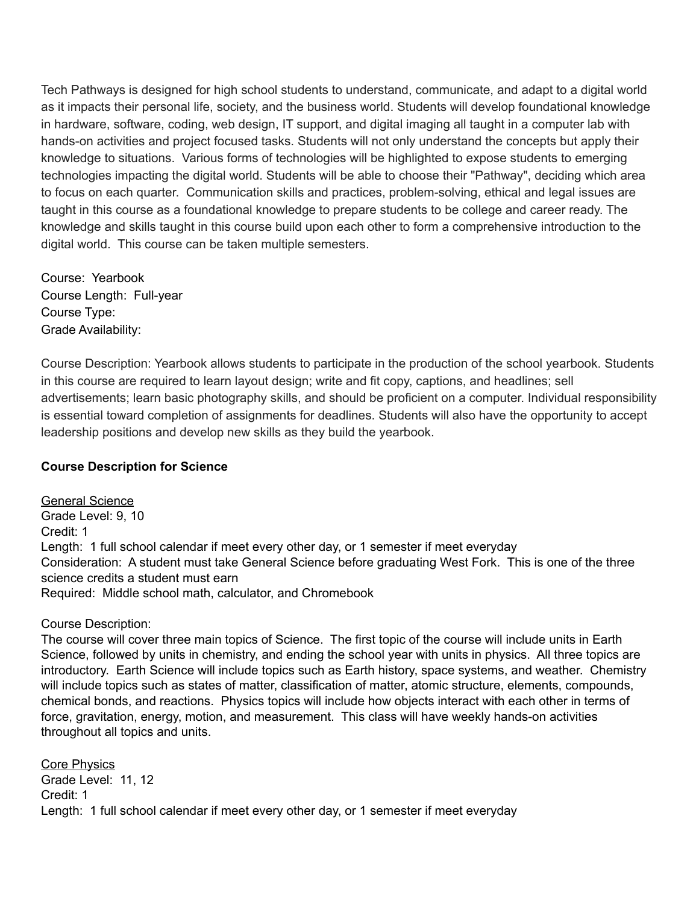Tech Pathways is designed for high school students to understand, communicate, and adapt to a digital world as it impacts their personal life, society, and the business world. Students will develop foundational knowledge in hardware, software, coding, web design, IT support, and digital imaging all taught in a computer lab with hands-on activities and project focused tasks. Students will not only understand the concepts but apply their knowledge to situations. Various forms of technologies will be highlighted to expose students to emerging technologies impacting the digital world. Students will be able to choose their "Pathway", deciding which area to focus on each quarter. Communication skills and practices, problem-solving, ethical and legal issues are taught in this course as a foundational knowledge to prepare students to be college and career ready. The knowledge and skills taught in this course build upon each other to form a comprehensive introduction to the digital world. This course can be taken multiple semesters.

Course: Yearbook
Course Length: Full-year
Course Type:
Grade Availability:

Course Description: Yearbook allows students to participate in the production of the school yearbook. Students in this course are required to learn layout design; write and fit copy, captions, and headlines; sell advertisements; learn basic photography skills, and should be proficient on a computer. Individual responsibility is essential toward completion of assignments for deadlines. Students will also have the opportunity to accept leadership positions and develop new skills as they build the yearbook.

**Course Description for Science**

General Science
Grade Level: 9, 10
Credit: 1
Length: 1 full school calendar if meet every other day, or 1 semester if meet everyday
Consideration: A student must take General Science before graduating West Fork. This is one of the three science credits a student must earn
Required: Middle school math, calculator, and Chromebook

Course Description:
The course will cover three main topics of Science. The first topic of the course will include units in Earth Science, followed by units in chemistry, and ending the school year with units in physics. All three topics are introductory. Earth Science will include topics such as Earth history, space systems, and weather. Chemistry will include topics such as states of matter, classification of matter, atomic structure, elements, compounds, chemical bonds, and reactions. Physics topics will include how objects interact with each other in terms of force, gravitation, energy, motion, and measurement. This class will have weekly hands-on activities throughout all topics and units.

Core Physics
Grade Level: 11, 12
Credit: 1
Length: 1 full school calendar if meet every other day, or 1 semester if meet everyday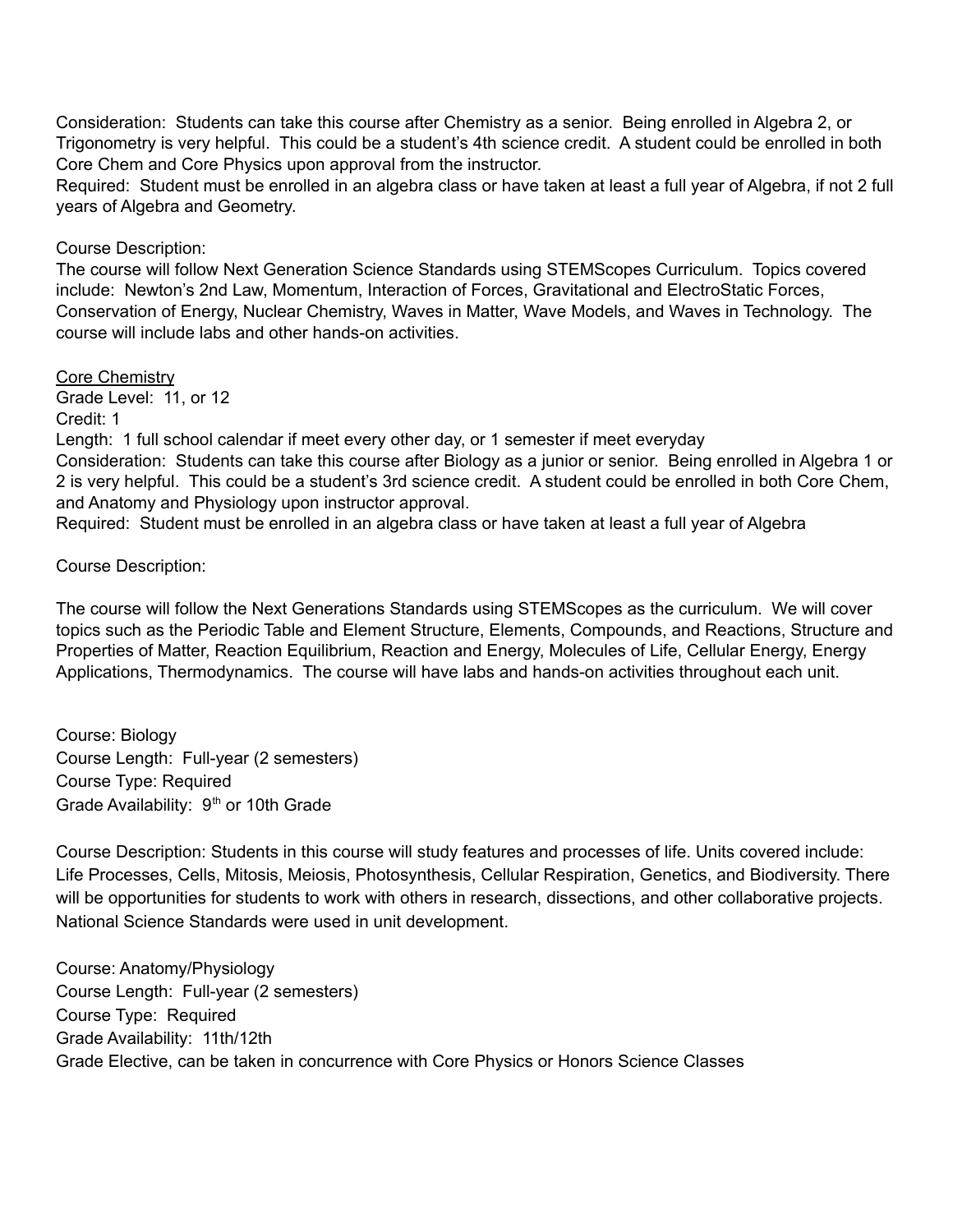Consideration: Students can take this course after Chemistry as a senior. Being enrolled in Algebra 2, or Trigonometry is very helpful. This could be a student's 4th science credit. A student could be enrolled in both Core Chem and Core Physics upon approval from the instructor.
Required: Student must be enrolled in an algebra class or have taken at least a full year of Algebra, if not 2 full years of Algebra and Geometry.

Course Description:
The course will follow Next Generation Science Standards using STEMScopes Curriculum. Topics covered include: Newton's 2nd Law, Momentum, Interaction of Forces, Gravitational and ElectroStatic Forces, Conservation of Energy, Nuclear Chemistry, Waves in Matter, Wave Models, and Waves in Technology. The course will include labs and other hands-on activities.

<u>Core Chemistry</u>
Grade Level: 11, or 12
Credit: 1
Length: 1 full school calendar if meet every other day, or 1 semester if meet everyday
Consideration: Students can take this course after Biology as a junior or senior. Being enrolled in Algebra 1 or 2 is very helpful. This could be a student's 3rd science credit. A student could be enrolled in both Core Chem, and Anatomy and Physiology upon instructor approval.
Required: Student must be enrolled in an algebra class or have taken at least a full year of Algebra

Course Description:

The course will follow the Next Generations Standards using STEMScopes as the curriculum. We will cover topics such as the Periodic Table and Element Structure, Elements, Compounds, and Reactions, Structure and Properties of Matter, Reaction Equilibrium, Reaction and Energy, Molecules of Life, Cellular Energy, Energy Applications, Thermodynamics. The course will have labs and hands-on activities throughout each unit.

Course: Biology
Course Length: Full-year (2 semesters)
Course Type: Required
Grade Availability: 9th or 10th Grade

Course Description: Students in this course will study features and processes of life. Units covered include: Life Processes, Cells, Mitosis, Meiosis, Photosynthesis, Cellular Respiration, Genetics, and Biodiversity. There will be opportunities for students to work with others in research, dissections, and other collaborative projects. National Science Standards were used in unit development.

Course: Anatomy/Physiology
Course Length: Full-year (2 semesters)
Course Type: Required
Grade Availability: 11th/12th
Grade Elective, can be taken in concurrence with Core Physics or Honors Science Classes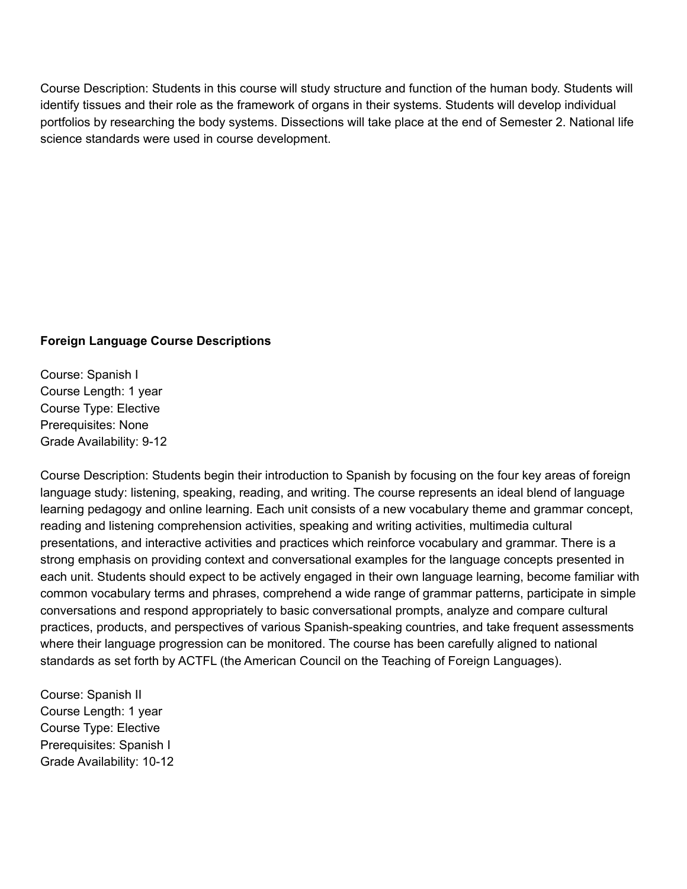Course Description: Students in this course will study structure and function of the human body. Students will identify tissues and their role as the framework of organs in their systems. Students will develop individual portfolios by researching the body systems. Dissections will take place at the end of Semester 2. National life science standards were used in course development.

**Foreign Language Course Descriptions**

Course: Spanish I
Course Length: 1 year
Course Type: Elective
Prerequisites: None
Grade Availability: 9-12

Course Description: Students begin their introduction to Spanish by focusing on the four key areas of foreign language study: listening, speaking, reading, and writing. The course represents an ideal blend of language learning pedagogy and online learning. Each unit consists of a new vocabulary theme and grammar concept, reading and listening comprehension activities, speaking and writing activities, multimedia cultural presentations, and interactive activities and practices which reinforce vocabulary and grammar. There is a strong emphasis on providing context and conversational examples for the language concepts presented in each unit. Students should expect to be actively engaged in their own language learning, become familiar with common vocabulary terms and phrases, comprehend a wide range of grammar patterns, participate in simple conversations and respond appropriately to basic conversational prompts, analyze and compare cultural practices, products, and perspectives of various Spanish-speaking countries, and take frequent assessments where their language progression can be monitored. The course has been carefully aligned to national standards as set forth by ACTFL (the American Council on the Teaching of Foreign Languages).

Course: Spanish II
Course Length: 1 year
Course Type: Elective
Prerequisites: Spanish I
Grade Availability: 10-12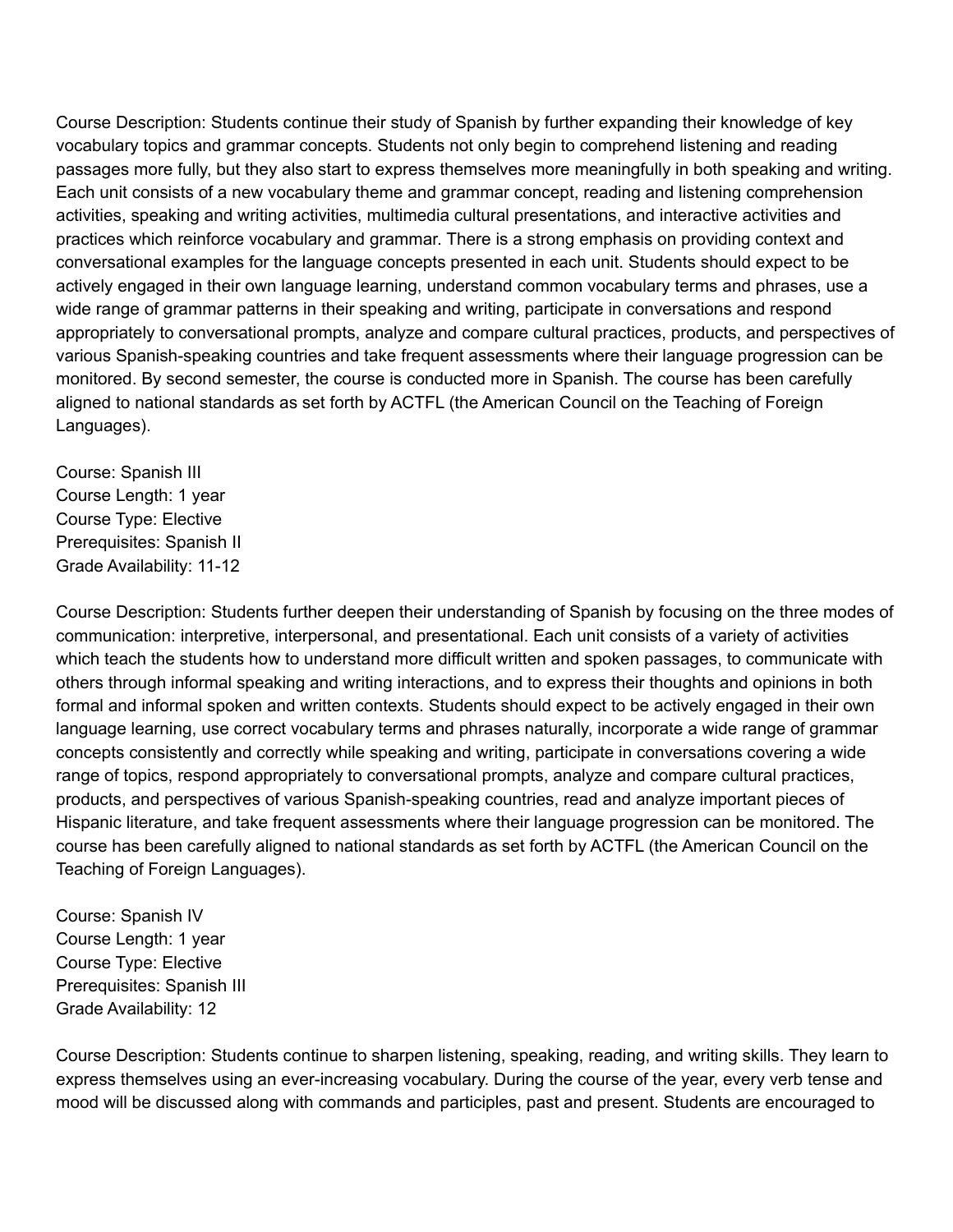Course Description: Students continue their study of Spanish by further expanding their knowledge of key vocabulary topics and grammar concepts. Students not only begin to comprehend listening and reading passages more fully, but they also start to express themselves more meaningfully in both speaking and writing. Each unit consists of a new vocabulary theme and grammar concept, reading and listening comprehension activities, speaking and writing activities, multimedia cultural presentations, and interactive activities and practices which reinforce vocabulary and grammar. There is a strong emphasis on providing context and conversational examples for the language concepts presented in each unit. Students should expect to be actively engaged in their own language learning, understand common vocabulary terms and phrases, use a wide range of grammar patterns in their speaking and writing, participate in conversations and respond appropriately to conversational prompts, analyze and compare cultural practices, products, and perspectives of various Spanish-speaking countries and take frequent assessments where their language progression can be monitored. By second semester, the course is conducted more in Spanish. The course has been carefully aligned to national standards as set forth by ACTFL (the American Council on the Teaching of Foreign Languages).

Course: Spanish III
Course Length: 1 year
Course Type: Elective
Prerequisites: Spanish II
Grade Availability: 11-12

Course Description: Students further deepen their understanding of Spanish by focusing on the three modes of communication: interpretive, interpersonal, and presentational. Each unit consists of a variety of activities which teach the students how to understand more difficult written and spoken passages, to communicate with others through informal speaking and writing interactions, and to express their thoughts and opinions in both formal and informal spoken and written contexts. Students should expect to be actively engaged in their own language learning, use correct vocabulary terms and phrases naturally, incorporate a wide range of grammar concepts consistently and correctly while speaking and writing, participate in conversations covering a wide range of topics, respond appropriately to conversational prompts, analyze and compare cultural practices, products, and perspectives of various Spanish-speaking countries, read and analyze important pieces of Hispanic literature, and take frequent assessments where their language progression can be monitored. The course has been carefully aligned to national standards as set forth by ACTFL (the American Council on the Teaching of Foreign Languages).

Course: Spanish IV
Course Length: 1 year
Course Type: Elective
Prerequisites: Spanish III
Grade Availability: 12

Course Description: Students continue to sharpen listening, speaking, reading, and writing skills. They learn to express themselves using an ever-increasing vocabulary. During the course of the year, every verb tense and mood will be discussed along with commands and participles, past and present. Students are encouraged to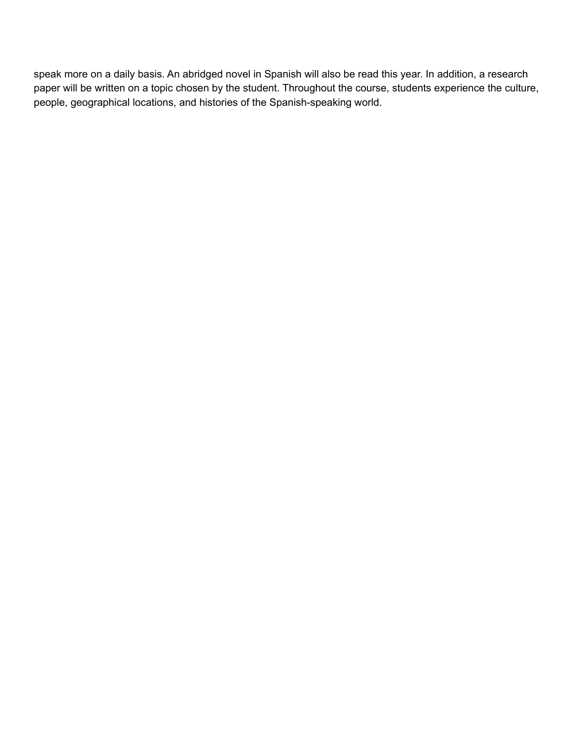speak more on a daily basis. An abridged novel in Spanish will also be read this year. In addition, a research paper will be written on a topic chosen by the student. Throughout the course, students experience the culture, people, geographical locations, and histories of the Spanish-speaking world.